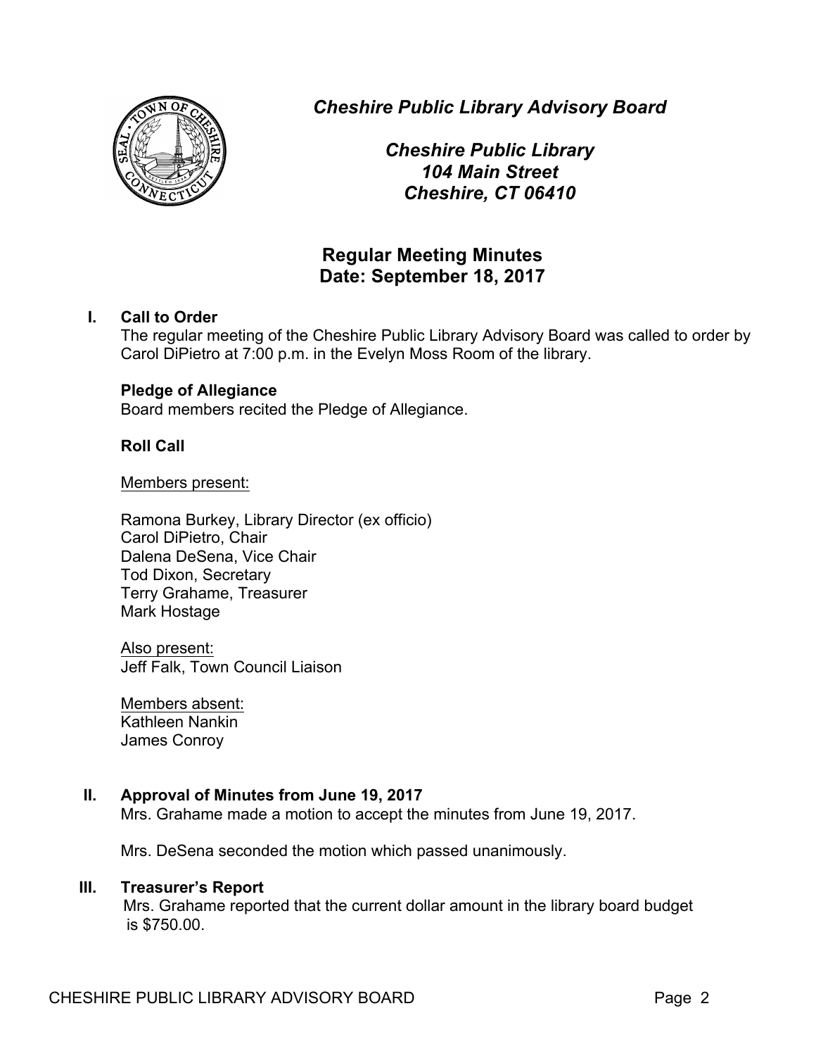*Cheshire Public Library Advisory Board*

*Cheshire Public Library*
*104 Main Street*
*Cheshire, CT 06410*

## Regular Meeting Minutes
## Date: September 18, 2017

**I. Call to Order**

The regular meeting of the Cheshire Public Library Advisory Board was called to order by Carol DiPietro at 7:00 p.m. in the Evelyn Moss Room of the library.

**Pledge of Allegiance**

Board members recited the Pledge of Allegiance.

**Roll Call**

Members present:

Ramona Burkey, Library Director (ex officio)
Carol DiPietro, Chair
Dalena DeSena, Vice Chair
Tod Dixon, Secretary
Terry Grahame, Treasurer
Mark Hostage

Also present:
Jeff Falk, Town Council Liaison

Members absent:
Kathleen Nankin
James Conroy

**II. Approval of Minutes from June 19, 2017**

Mrs. Grahame made a motion to accept the minutes from June 19, 2017.

Mrs. DeSena seconded the motion which passed unanimously.

**III. Treasurer's Report**

Mrs. Grahame reported that the current dollar amount in the library board budget is $750.00.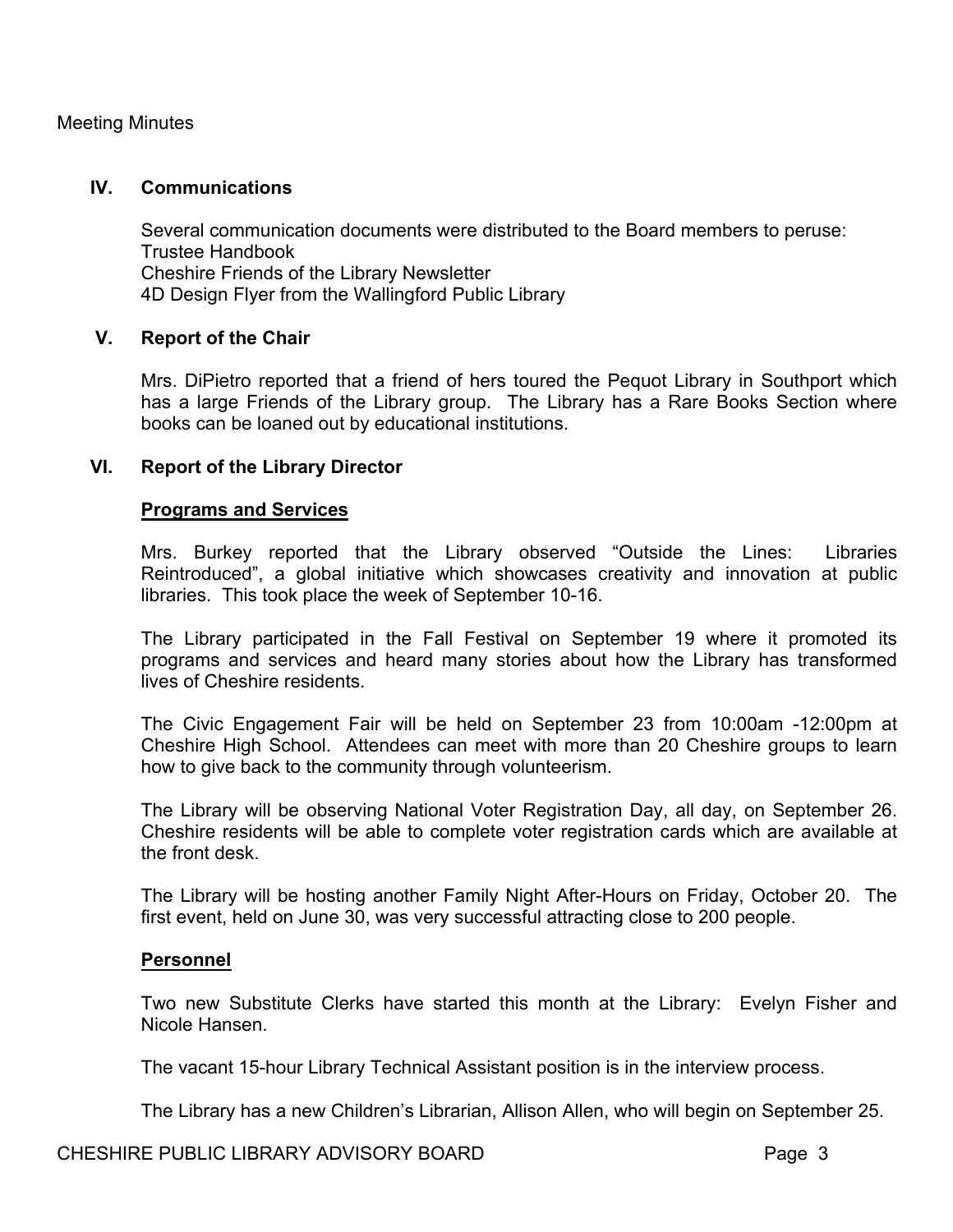Meeting Minutes

## IV. Communications

Several communication documents were distributed to the Board members to peruse:
Trustee Handbook
Cheshire Friends of the Library Newsletter
4D Design Flyer from the Wallingford Public Library

## V. Report of the Chair

Mrs. DiPietro reported that a friend of hers toured the Pequot Library in Southport which has a large Friends of the Library group. The Library has a Rare Books Section where books can be loaned out by educational institutions.

## VI. Report of the Library Director

### Programs and Services

Mrs. Burkey reported that the Library observed "Outside the Lines: Libraries Reintroduced", a global initiative which showcases creativity and innovation at public libraries. This took place the week of September 10-16.

The Library participated in the Fall Festival on September 19 where it promoted its programs and services and heard many stories about how the Library has transformed lives of Cheshire residents.

The Civic Engagement Fair will be held on September 23 from 10:00am -12:00pm at Cheshire High School. Attendees can meet with more than 20 Cheshire groups to learn how to give back to the community through volunteerism.

The Library will be observing National Voter Registration Day, all day, on September 26. Cheshire residents will be able to complete voter registration cards which are available at the front desk.

The Library will be hosting another Family Night After-Hours on Friday, October 20. The first event, held on June 30, was very successful attracting close to 200 people.

### Personnel

Two new Substitute Clerks have started this month at the Library: Evelyn Fisher and Nicole Hansen.

The vacant 15-hour Library Technical Assistant position is in the interview process.

The Library has a new Children's Librarian, Allison Allen, who will begin on September 25.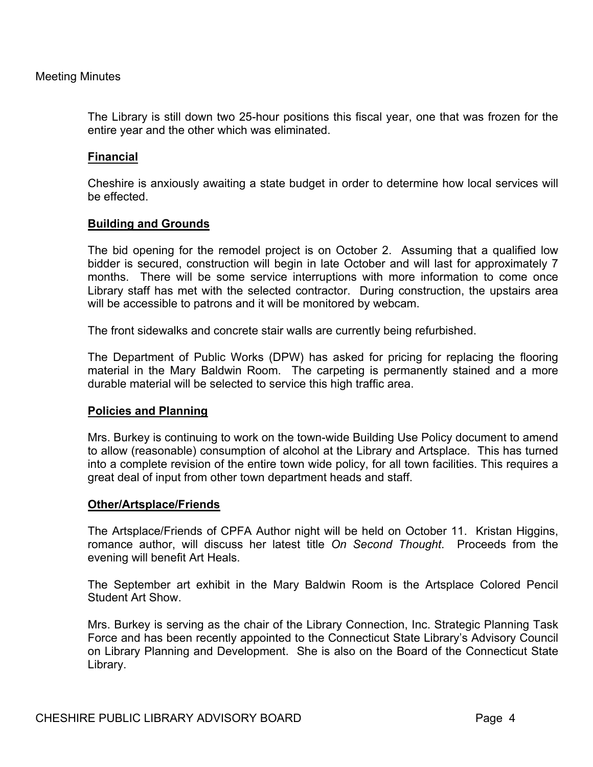The Library is still down two 25-hour positions this fiscal year, one that was frozen for the entire year and the other which was eliminated.

**Financial**

Cheshire is anxiously awaiting a state budget in order to determine how local services will be effected.

**Building and Grounds**

The bid opening for the remodel project is on October 2. Assuming that a qualified low bidder is secured, construction will begin in late October and will last for approximately 7 months. There will be some service interruptions with more information to come once Library staff has met with the selected contractor. During construction, the upstairs area will be accessible to patrons and it will be monitored by webcam.

The front sidewalks and concrete stair walls are currently being refurbished.

The Department of Public Works (DPW) has asked for pricing for replacing the flooring material in the Mary Baldwin Room. The carpeting is permanently stained and a more durable material will be selected to service this high traffic area.

**Policies and Planning**

Mrs. Burkey is continuing to work on the town-wide Building Use Policy document to amend to allow (reasonable) consumption of alcohol at the Library and Artsplace. This has turned into a complete revision of the entire town wide policy, for all town facilities. This requires a great deal of input from other town department heads and staff.

**Other/Artsplace/Friends**

The Artsplace/Friends of CPFA Author night will be held on October 11. Kristan Higgins, romance author, will discuss her latest title *On Second Thought*. Proceeds from the evening will benefit Art Heals.

The September art exhibit in the Mary Baldwin Room is the Artsplace Colored Pencil Student Art Show.

Mrs. Burkey is serving as the chair of the Library Connection, Inc. Strategic Planning Task Force and has been recently appointed to the Connecticut State Library's Advisory Council on Library Planning and Development. She is also on the Board of the Connecticut State Library.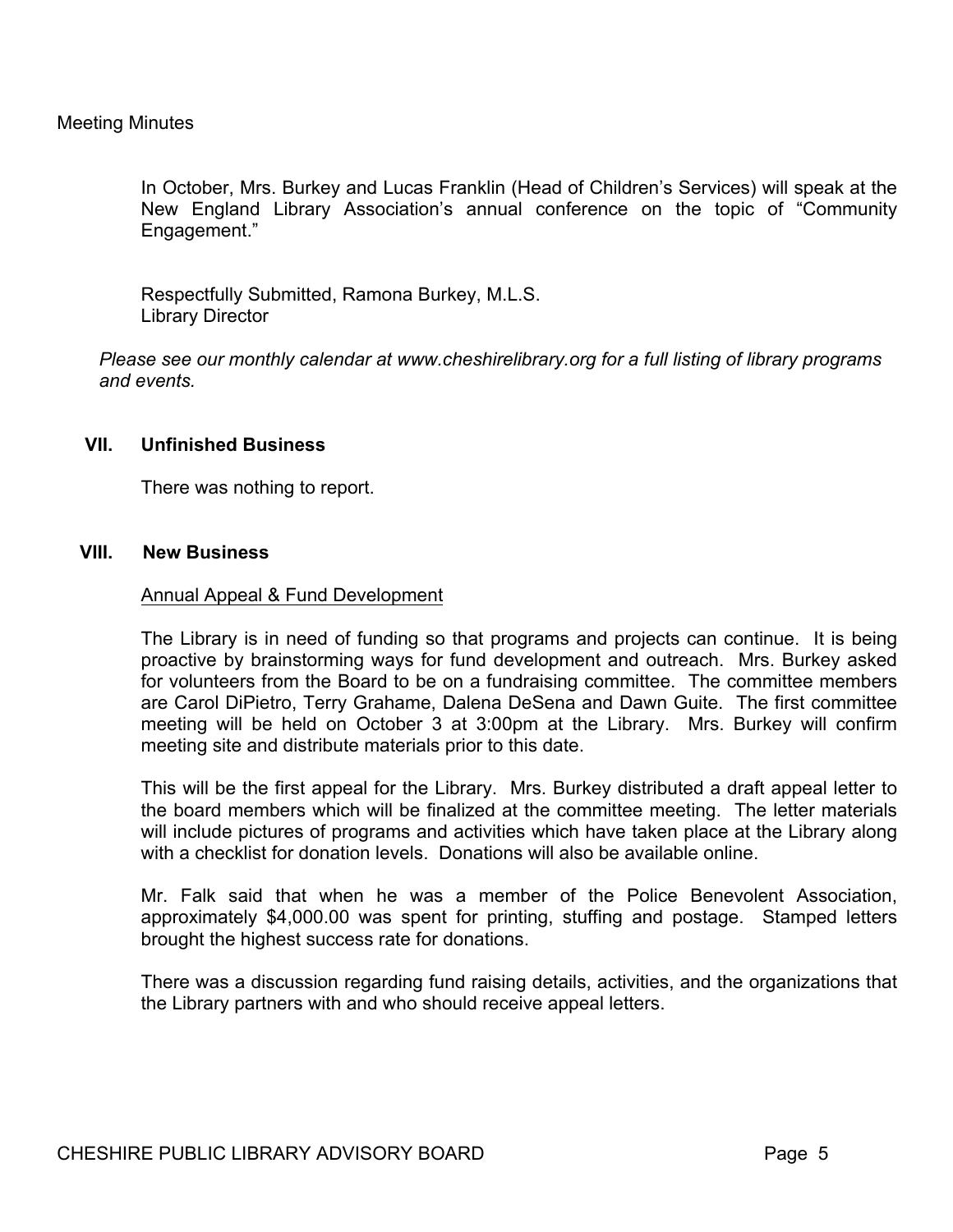In October, Mrs. Burkey and Lucas Franklin (Head of Children's Services) will speak at the New England Library Association's annual conference on the topic of "Community Engagement."

Respectfully Submitted, Ramona Burkey, M.L.S.
Library Director

*Please see our monthly calendar at www.cheshirelibrary.org for a full listing of library programs and events.*

## VII. Unfinished Business

There was nothing to report.

## VIII. New Business

Annual Appeal & Fund Development

The Library is in need of funding so that programs and projects can continue. It is being proactive by brainstorming ways for fund development and outreach. Mrs. Burkey asked for volunteers from the Board to be on a fundraising committee. The committee members are Carol DiPietro, Terry Grahame, Dalena DeSena and Dawn Guite. The first committee meeting will be held on October 3 at 3:00pm at the Library. Mrs. Burkey will confirm meeting site and distribute materials prior to this date.

This will be the first appeal for the Library. Mrs. Burkey distributed a draft appeal letter to the board members which will be finalized at the committee meeting. The letter materials will include pictures of programs and activities which have taken place at the Library along with a checklist for donation levels. Donations will also be available online.

Mr. Falk said that when he was a member of the Police Benevolent Association, approximately $4,000.00 was spent for printing, stuffing and postage. Stamped letters brought the highest success rate for donations.

There was a discussion regarding fund raising details, activities, and the organizations that the Library partners with and who should receive appeal letters.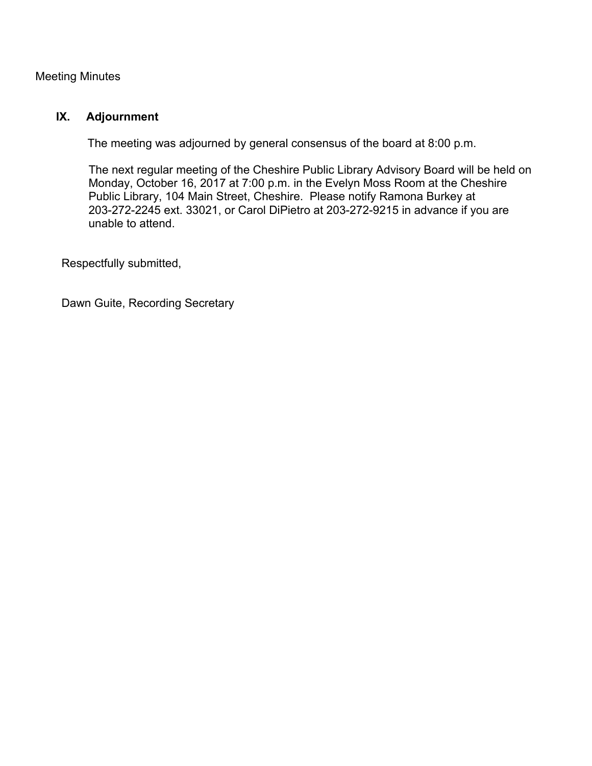Meeting Minutes

## IX. Adjournment

The meeting was adjourned by general consensus of the board at 8:00 p.m.

The next regular meeting of the Cheshire Public Library Advisory Board will be held on Monday, October 16, 2017 at 7:00 p.m. in the Evelyn Moss Room at the Cheshire Public Library, 104 Main Street, Cheshire. Please notify Ramona Burkey at 203-272-2245 ext. 33021, or Carol DiPietro at 203-272-9215 in advance if you are unable to attend.

Respectfully submitted,

Dawn Guite, Recording Secretary